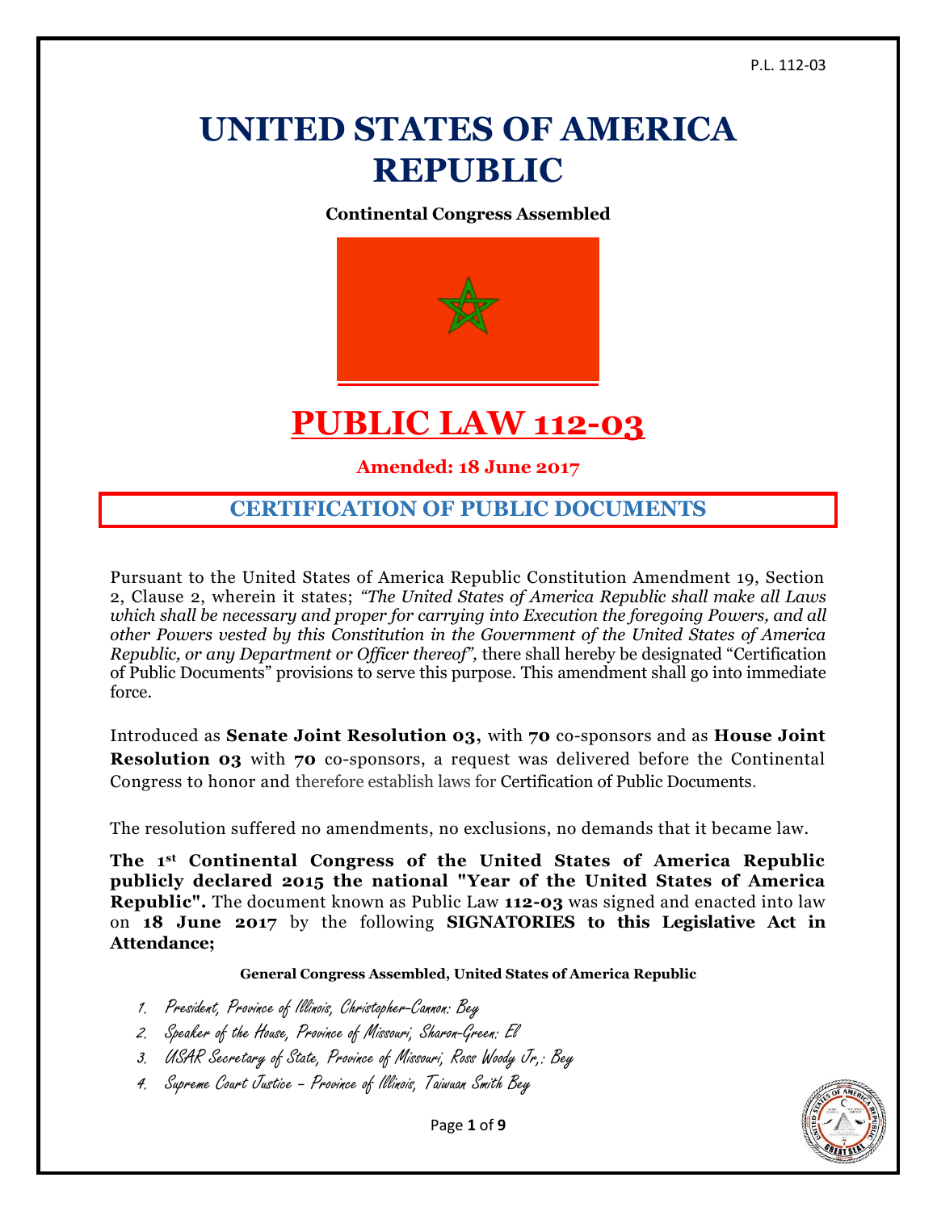# UNITED STATES OF AMERICA REPUBLIC

**Continental Congress Assembled**

# PUBLIC LAW 112-03

**Amended: 18 June 2017**

## CERTIFICATION OF PUBLIC DOCUMENTS

Pursuant to the United States of America Republic Constitution Amendment 19, Section 2, Clause 2, wherein it states; *"The United States of America Republic shall make all Laws which shall be necessary and proper for carrying into Execution the foregoing Powers, and all other Powers vested by this Constitution in the Government of the United States of America Republic, or any Department or Officer thereof"*, there shall hereby be designated "Certification of Public Documents" provisions to serve this purpose. This amendment shall go into immediate force.

Introduced as **Senate Joint Resolution 03,** with **70** co-sponsors and as **House Joint Resolution 03** with **70** co-sponsors, a request was delivered before the Continental Congress to honor and therefore establish laws for Certification of Public Documents.

The resolution suffered no amendments, no exclusions, no demands that it became law.

**The 1st Continental Congress of the United States of America Republic publicly declared 2015 the national "Year of the United States of America Republic".** The document known as Public Law **112-03** was signed and enacted into law on **18 June 2017** by the following **SIGNATORIES to this Legislative Act in Attendance;**

**General Congress Assembled, United States of America Republic**

1. President, Province of Illinois, Christopher-Cannon: Bey
2. Speaker of the House, Province of Missouri, Sharon-Green: El
3. USAR Secretary of State, Province of Missouri, Ross Woody Jr,: Bey
4. Supreme Court Justice – Province of Illinois, Taiwuan Smith Bey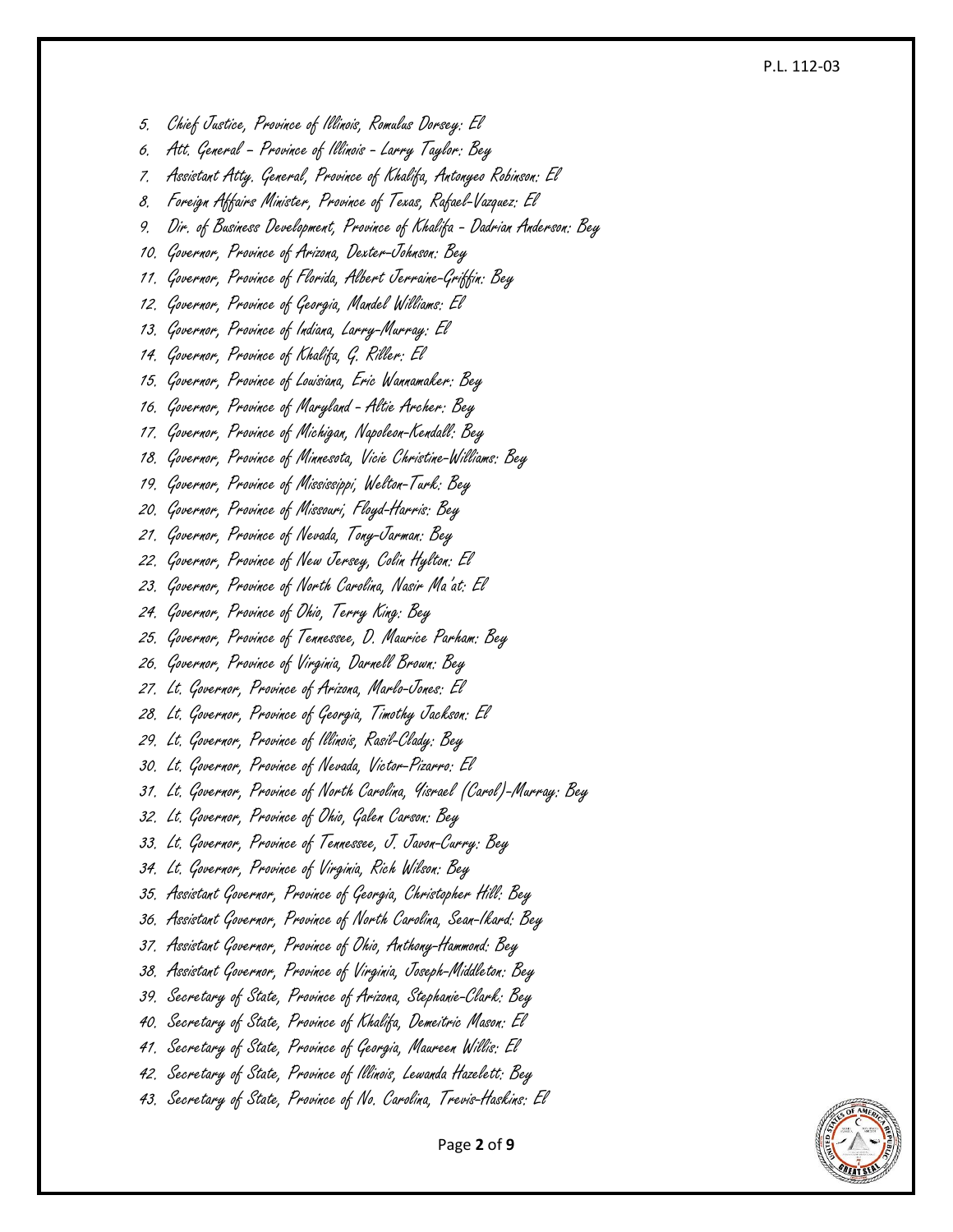5. Chief Justice, Province of Illinois, Romulus Dorsey: El
6. Att. General – Province of Illinois - Larry Taylor: Bey
7. Assistant Atty. General, Province of Khalifa, Antonyeo Robinson: El
8. Foreign Affairs Minister, Province of Texas, Rafael-Vazquez: El
9. Dir. of Business Development, Province of Khalifa - Dadrian Anderson: Bey
10. Governor, Province of Arizona, Dexter-Johnson: Bey
11. Governor, Province of Florida, Albert Jerraine-Griffin: Bey
12. Governor, Province of Georgia, Mandel Williams: El
13. Governor, Province of Indiana, Larry-Murray: El
14. Governor, Province of Khalifa, G. Riller: El
15. Governor, Province of Louisiana, Eric Wannamaker: Bey
16. Governor, Province of Maryland - Altie Archer: Bey
17. Governor, Province of Michigan, Napoleon-Kendall: Bey
18. Governor, Province of Minnesota, Vicie Christine-Williams: Bey
19. Governor, Province of Mississippi, Welton-Turk: Bey
20. Governor, Province of Missouri, Floyd-Harris: Bey
21. Governor, Province of Nevada, Tony-Jarman: Bey
22. Governor, Province of New Jersey, Colin Hylton: El
23. Governor, Province of North Carolina, Nasir Ma'at: El
24. Governor, Province of Ohio, Terry King: Bey
25. Governor, Province of Tennessee, D. Maurice Parham: Bey
26. Governor, Province of Virginia, Darnell Brown: Bey
27. Lt. Governor, Province of Arizona, Marlo-Jones: El
28. Lt. Governor, Province of Georgia, Timothy Jackson: El
29. Lt. Governor, Province of Illinois, Rasil-Clady: Bey
30. Lt. Governor, Province of Nevada, Victor-Pizarro: El
31. Lt. Governor, Province of North Carolina, Yisrael (Carol)-Murray: Bey
32. Lt. Governor, Province of Ohio, Galen Carson: Bey
33. Lt. Governor, Province of Tennessee, J. Javon-Curry: Bey
34. Lt. Governor, Province of Virginia, Rich Wilson: Bey
35. Assistant Governor, Province of Georgia, Christopher Hill: Bey
36. Assistant Governor, Province of North Carolina, Sean-Ikard: Bey
37. Assistant Governor, Province of Ohio, Anthony-Hammond: Bey
38. Assistant Governor, Province of Virginia, Joseph-Middleton: Bey
39. Secretary of State, Province of Arizona, Stephanie-Clark: Bey
40. Secretary of State, Province of Khalifa, Demeitric Mason: El
41. Secretary of State, Province of Georgia, Maureen Willis: El
42. Secretary of State, Province of Illinois, Lewanda Hazelett: Bey
43. Secretary of State, Province of No. Carolina, Trevis-Haskins: El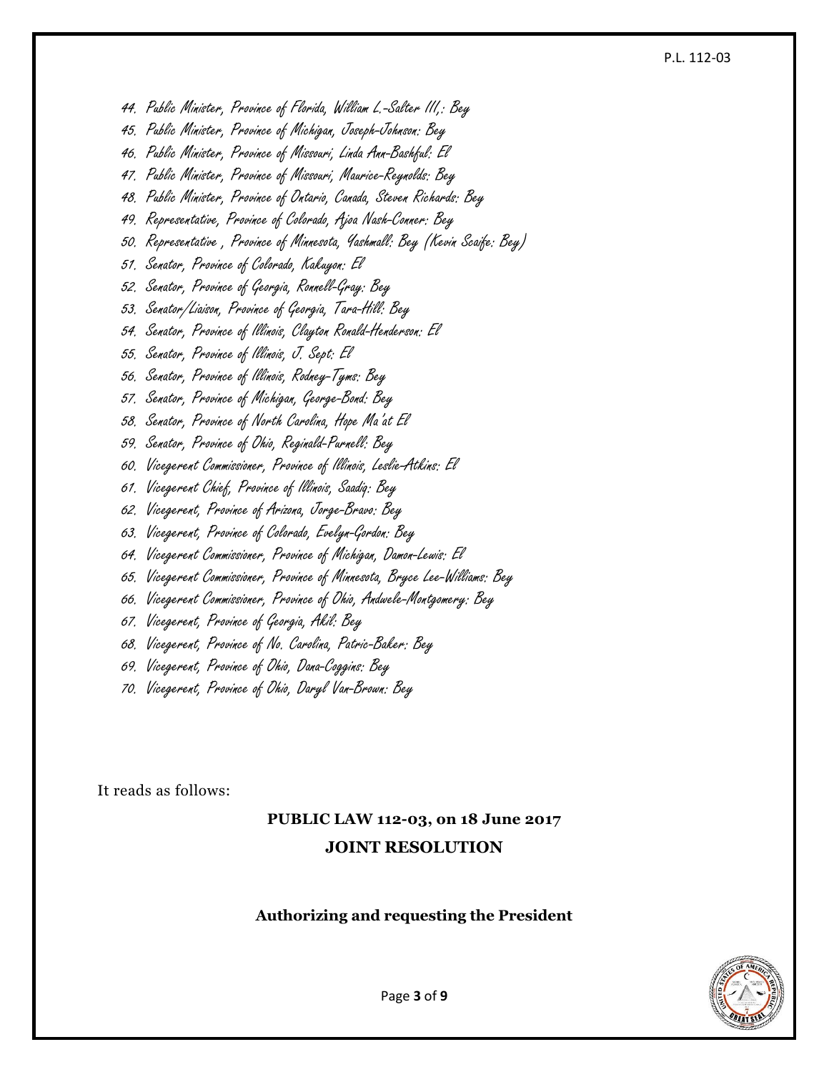44. Public Minister, Province of Florida, William L.-Salter III,: Bey
45. Public Minister, Province of Michigan, Joseph-Johnson: Bey
46. Public Minister, Province of Missouri, Linda Ann-Bashful: El
47. Public Minister, Province of Missouri, Maurice-Reynolds: Bey
48. Public Minister, Province of Ontario, Canada, Steven Richards: Bey
49. Representative, Province of Colorado, Ajoa Nash-Conner: Bey
50. Representative , Province of Minnesota, Yashmall: Bey (Kevin Scaife: Bey)
51. Senator, Province of Colorado, Kakuyon: El
52. Senator, Province of Georgia, Ronnell-Gray: Bey
53. Senator/Liaison, Province of Georgia, Tara-Hill: Bey
54. Senator, Province of Illinois, Clayton Ronald-Henderson: El
55. Senator, Province of Illinois, J. Sept: El
56. Senator, Province of Illinois, Rodney-Tyms: Bey
57. Senator, Province of Michigan, George-Bond: Bey
58. Senator, Province of North Carolina, Hope Ma'at El
59. Senator, Province of Ohio, Reginald-Purnell: Bey
60. Vicegerent Commissioner, Province of Illinois, Leslie-Atkins: El
61. Vicegerent Chief, Province of Illinois, Saadiq: Bey
62. Vicegerent, Province of Arizona, Jorge-Bravo: Bey
63. Vicegerent, Province of Colorado, Evelyn-Gordon: Bey
64. Vicegerent Commissioner, Province of Michigan, Damon-Lewis: El
65. Vicegerent Commissioner, Province of Minnesota, Bryce Lee-Williams: Bey
66. Vicegerent Commissioner, Province of Ohio, Andwele-Montgomery: Bey
67. Vicegerent, Province of Georgia, Akil: Bey
68. Vicegerent, Province of No. Carolina, Patric-Baker: Bey
69. Vicegerent, Province of Ohio, Dana-Coggins: Bey
70. Vicegerent, Province of Ohio, Daryl Van-Brown: Bey

It reads as follows:

**PUBLIC LAW 112-03, on 18 June 2017**

**JOINT RESOLUTION**

**Authorizing and requesting the President**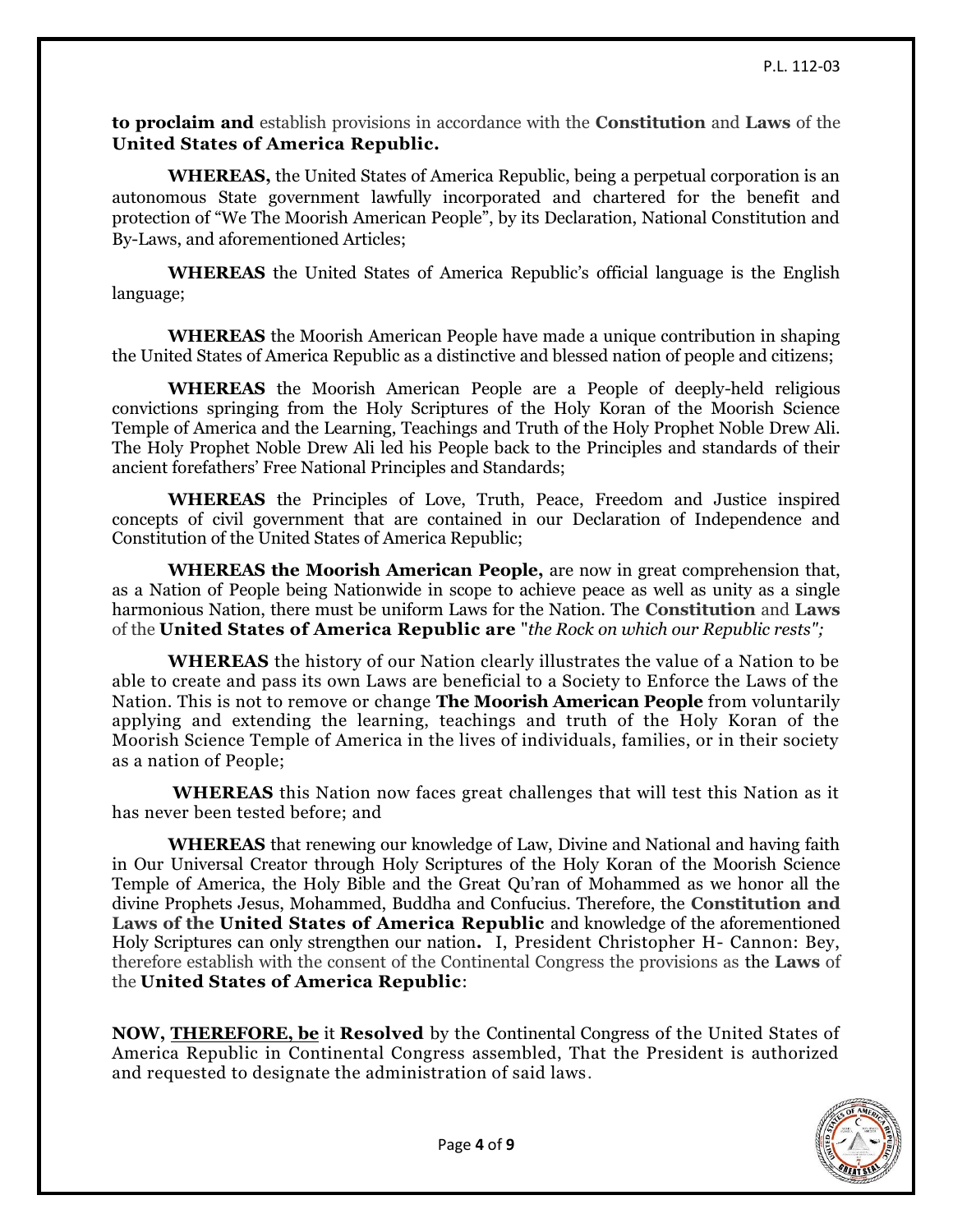**to proclaim and** establish provisions in accordance with the **Constitution** and **Laws** of the **United States of America Republic.**

**WHEREAS,** the United States of America Republic, being a perpetual corporation is an autonomous State government lawfully incorporated and chartered for the benefit and protection of "We The Moorish American People", by its Declaration, National Constitution and By-Laws, and aforementioned Articles;

**WHEREAS** the United States of America Republic's official language is the English language;

**WHEREAS** the Moorish American People have made a unique contribution in shaping the United States of America Republic as a distinctive and blessed nation of people and citizens;

**WHEREAS** the Moorish American People are a People of deeply-held religious convictions springing from the Holy Scriptures of the Holy Koran of the Moorish Science Temple of America and the Learning, Teachings and Truth of the Holy Prophet Noble Drew Ali. The Holy Prophet Noble Drew Ali led his People back to the Principles and standards of their ancient forefathers' Free National Principles and Standards;

**WHEREAS** the Principles of Love, Truth, Peace, Freedom and Justice inspired concepts of civil government that are contained in our Declaration of Independence and Constitution of the United States of America Republic;

**WHEREAS the Moorish American People,** are now in great comprehension that, as a Nation of People being Nationwide in scope to achieve peace as well as unity as a single harmonious Nation, there must be uniform Laws for the Nation. The **Constitution** and **Laws** of the **United States of America Republic are** "*the Rock on which our Republic rests";*

**WHEREAS** the history of our Nation clearly illustrates the value of a Nation to be able to create and pass its own Laws are beneficial to a Society to Enforce the Laws of the Nation. This is not to remove or change **The Moorish American People** from voluntarily applying and extending the learning, teachings and truth of the Holy Koran of the Moorish Science Temple of America in the lives of individuals, families, or in their society as a nation of People;

**WHEREAS** this Nation now faces great challenges that will test this Nation as it has never been tested before; and

**WHEREAS** that renewing our knowledge of Law, Divine and National and having faith in Our Universal Creator through Holy Scriptures of the Holy Koran of the Moorish Science Temple of America, the Holy Bible and the Great Qu'ran of Mohammed as we honor all the divine Prophets Jesus, Mohammed, Buddha and Confucius. Therefore, the **Constitution and Laws of the United States of America Republic** and knowledge of the aforementioned Holy Scriptures can only strengthen our nation**.** I, President Christopher H- Cannon: Bey, therefore establish with the consent of the Continental Congress the provisions as the **Laws** of the **United States of America Republic**:

**NOW, THEREFORE, be** it **Resolved** by the Continental Congress of the United States of America Republic in Continental Congress assembled, That the President is authorized and requested to designate the administration of said laws.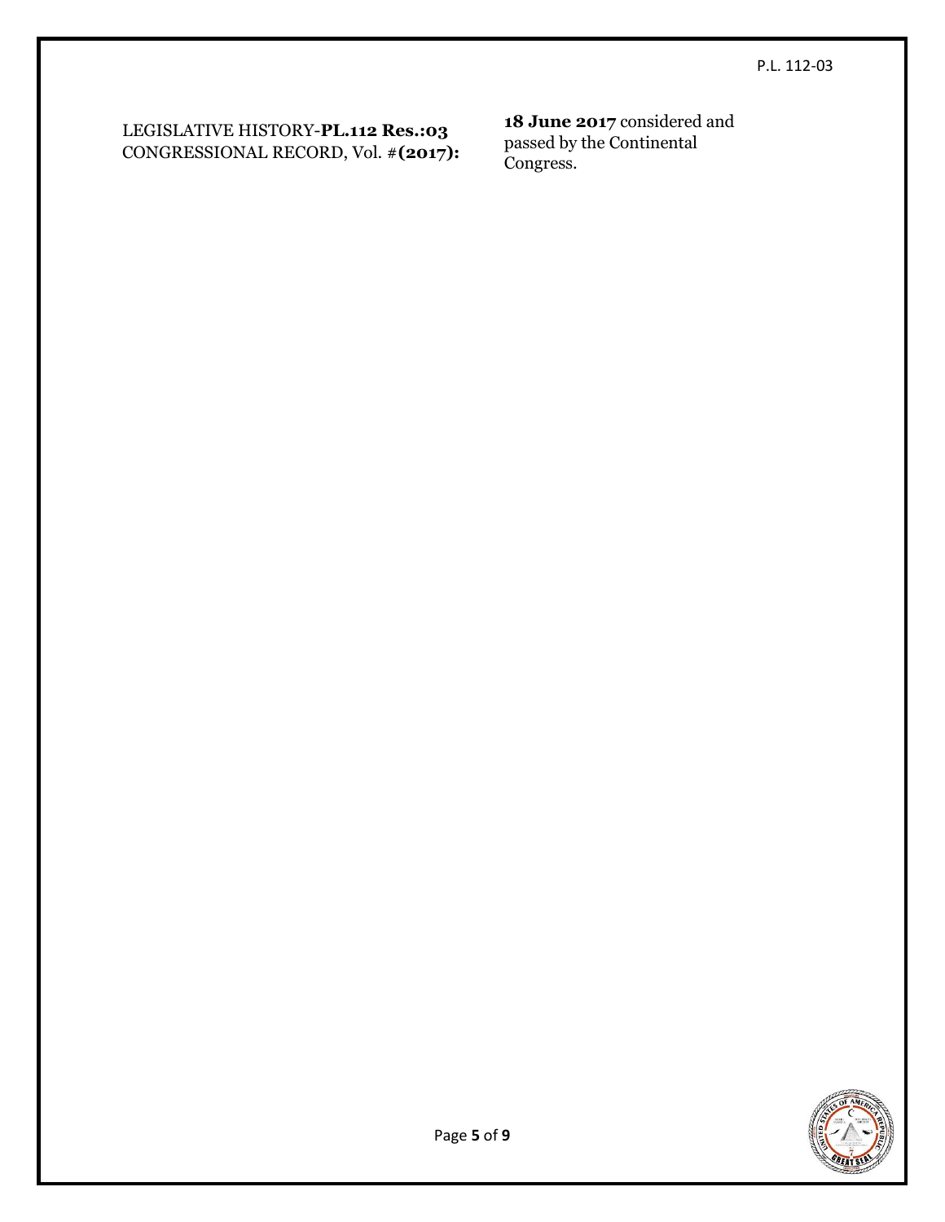LEGISLATIVE HISTORY-**PL.112 Res.:03**
CONGRESSIONAL RECORD, Vol. #**(2017):**

**18 June 2017** considered and passed by the Continental Congress.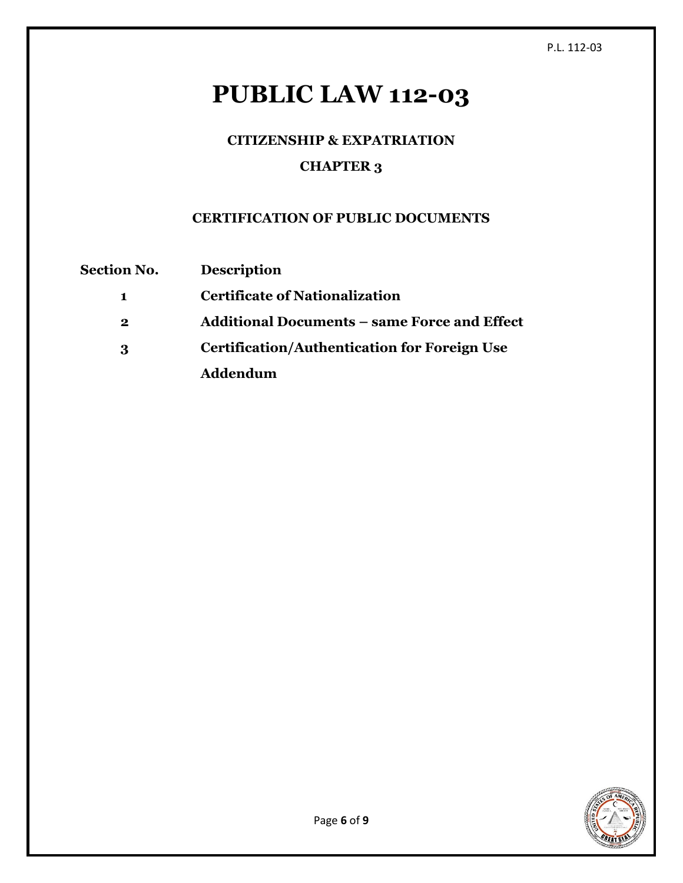# PUBLIC LAW 112-03

## CITIZENSHIP & EXPATRIATION

## CHAPTER 3

### CERTIFICATION OF PUBLIC DOCUMENTS

| Section No. | Description |
|---|---|
| 1 | Certificate of Nationalization |
| 2 | Additional Documents – same Force and Effect |
| 3 | Certification/Authentication for Foreign Use |
| | Addendum |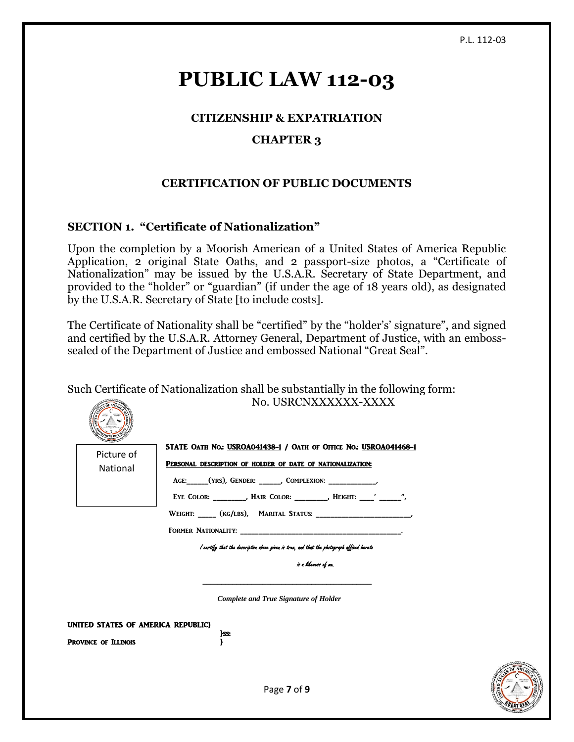# PUBLIC LAW 112-03

### CITIZENSHIP & EXPATRIATION

### CHAPTER 3

### CERTIFICATION OF PUBLIC DOCUMENTS

### SECTION 1. "Certificate of Nationalization"

Upon the completion by a Moorish American of a United States of America Republic Application, 2 original State Oaths, and 2 passport-size photos, a "Certificate of Nationalization" may be issued by the U.S.A.R. Secretary of State Department, and provided to the "holder" or "guardian" (if under the age of 18 years old), as designated by the U.S.A.R. Secretary of State [to include costs].

The Certificate of Nationality shall be "certified" by the "holder's' signature", and signed and certified by the U.S.A.R. Attorney General, Department of Justice, with an emboss-sealed of the Department of Justice and embossed National "Great Seal".

Such Certificate of Nationalization shall be substantially in the following form:

No. USRCNXXXXXX-XXXX

Picture of National

**STATE OATH NO.: USROA041438-1 / OATH OF OFFICE NO.: USROA041468-1**

**PERSONAL DESCRIPTION OF HOLDER OF DATE OF NATIONALIZATION:**

AGE:_____(YRS), GENDER: _____, COMPLEXION: __________,

EYE COLOR: _______, HAIR COLOR: _______, HEIGHT: ___' _____",

WEIGHT: ____ (KG/LBS), MARITAL STATUS: ___________________,

FORMER NATIONALITY: _______________________________.

*I certify that the description above given is true, and that the photograph affixed hereto is a likeness of me.*

_______________________________

*Complete and True Signature of Holder*

**UNITED STATES OF AMERICA REPUBLIC}**
}ss:
**PROVINCE OF ILLINOIS** }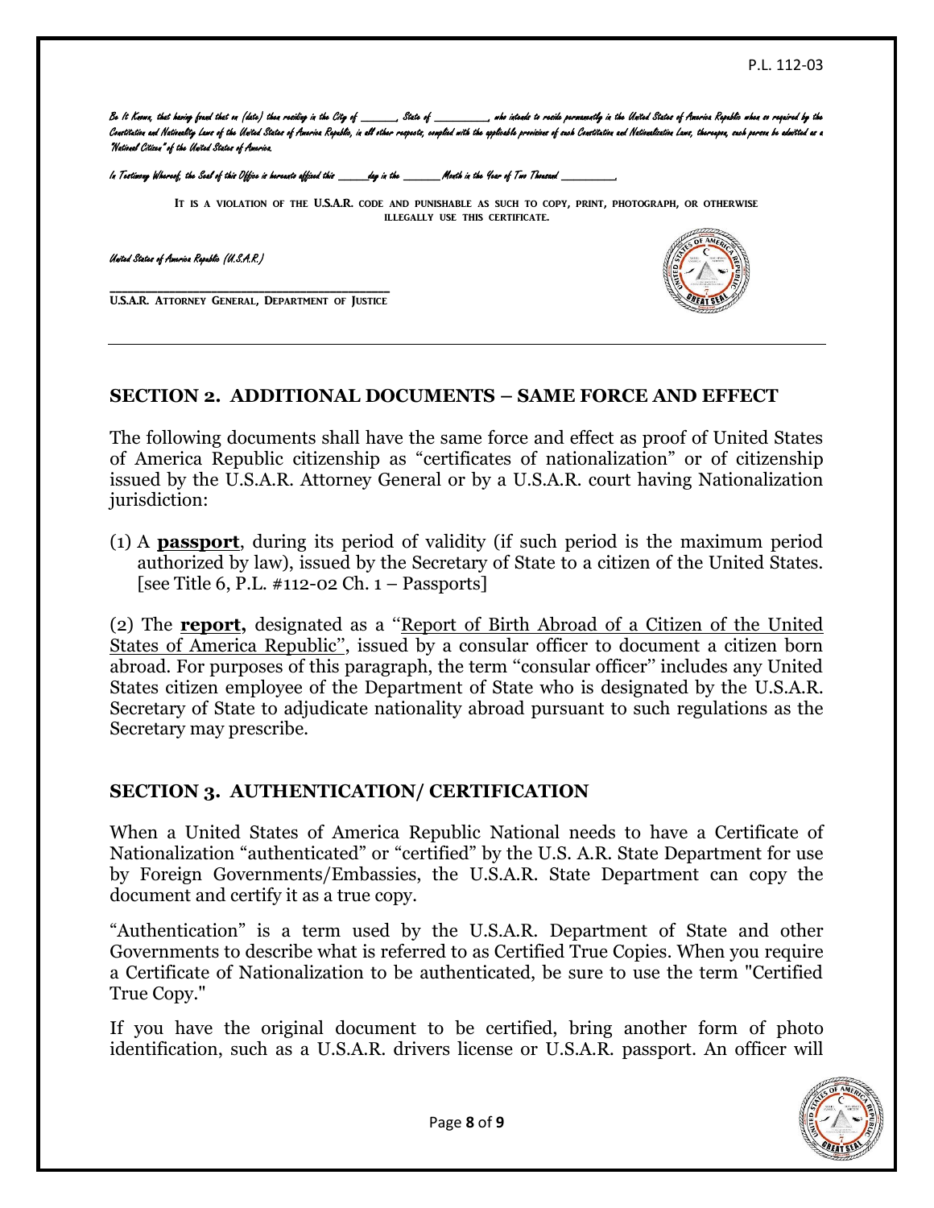*Be It Known, that having found that on (date) then residing in the City of ______, State of ________, who intends to reside permanently in the United States of America Republic when so required by the Constitution and Nationality Laws of the United States of America Republic, in all other respects, complied with the applicable provisions of such Constitution and Nationalization Laws, thereupon, such person be admitted as a "National Citizen" of the United States of America.*

*In Testimony Whereof, the Seal of this Office is hereunto affixed this _____day in the ______Month in the Year of Two Thousand ________.*

IT IS A VIOLATION OF THE U.S.A.R. CODE AND PUNISHABLE AS SUCH TO COPY, PRINT, PHOTOGRAPH, OR OTHERWISE ILLEGALLY USE THIS CERTIFICATE.

*United States of America Republic (U.S.A.R.)*

______________________________

U.S.A.R. ATTORNEY GENERAL, DEPARTMENT OF JUSTICE

---

## SECTION 2. ADDITIONAL DOCUMENTS – SAME FORCE AND EFFECT

The following documents shall have the same force and effect as proof of United States of America Republic citizenship as "certificates of nationalization" or of citizenship issued by the U.S.A.R. Attorney General or by a U.S.A.R. court having Nationalization jurisdiction:

(1) A **passport**, during its period of validity (if such period is the maximum period authorized by law), issued by the Secretary of State to a citizen of the United States. [see Title 6, P.L. #112-02 Ch. 1 – Passports]

(2) The **report,** designated as a "Report of Birth Abroad of a Citizen of the United States of America Republic", issued by a consular officer to document a citizen born abroad. For purposes of this paragraph, the term "consular officer" includes any United States citizen employee of the Department of State who is designated by the U.S.A.R. Secretary of State to adjudicate nationality abroad pursuant to such regulations as the Secretary may prescribe.

## SECTION 3. AUTHENTICATION/ CERTIFICATION

When a United States of America Republic National needs to have a Certificate of Nationalization "authenticated" or "certified" by the U.S. A.R. State Department for use by Foreign Governments/Embassies, the U.S.A.R. State Department can copy the document and certify it as a true copy.

"Authentication" is a term used by the U.S.A.R. Department of State and other Governments to describe what is referred to as Certified True Copies. When you require a Certificate of Nationalization to be authenticated, be sure to use the term "Certified True Copy."

If you have the original document to be certified, bring another form of photo identification, such as a U.S.A.R. drivers license or U.S.A.R. passport. An officer will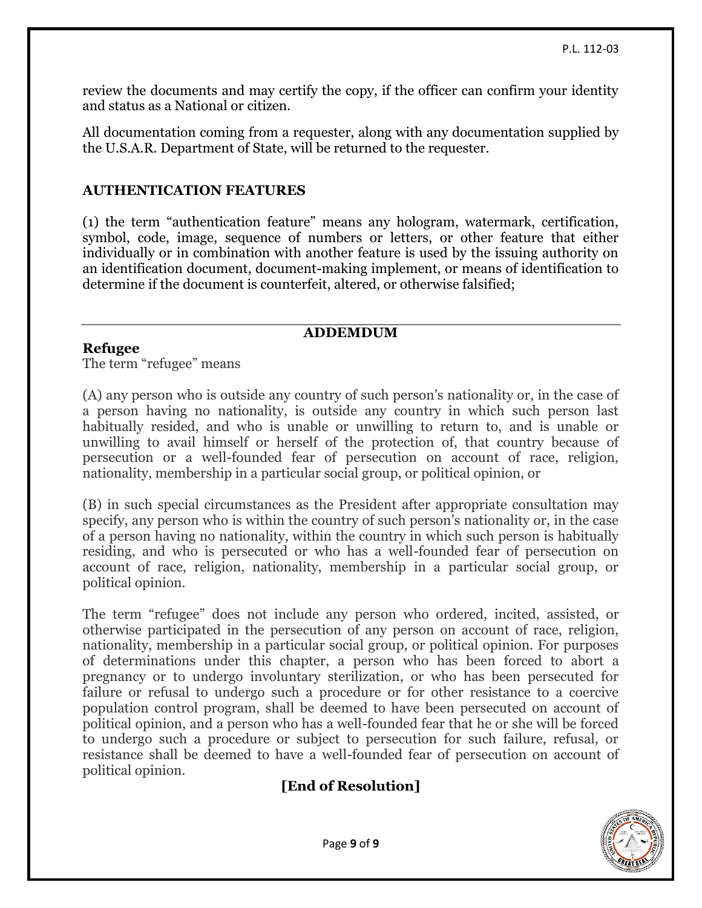review the documents and may certify the copy, if the officer can confirm your identity and status as a National or citizen.

All documentation coming from a requester, along with any documentation supplied by the U.S.A.R. Department of State, will be returned to the requester.

## AUTHENTICATION FEATURES

(1) the term "authentication feature" means any hologram, watermark, certification, symbol, code, image, sequence of numbers or letters, or other feature that either individually or in combination with another feature is used by the issuing authority on an identification document, document-making implement, or means of identification to determine if the document is counterfeit, altered, or otherwise falsified;

---

## ADDEMDUM

**Refugee**

The term "refugee" means

(A) any person who is outside any country of such person's nationality or, in the case of a person having no nationality, is outside any country in which such person last habitually resided, and who is unable or unwilling to return to, and is unable or unwilling to avail himself or herself of the protection of, that country because of persecution or a well-founded fear of persecution on account of race, religion, nationality, membership in a particular social group, or political opinion, or

(B) in such special circumstances as the President after appropriate consultation may specify, any person who is within the country of such person's nationality or, in the case of a person having no nationality, within the country in which such person is habitually residing, and who is persecuted or who has a well-founded fear of persecution on account of race, religion, nationality, membership in a particular social group, or political opinion.

The term "refugee" does not include any person who ordered, incited, assisted, or otherwise participated in the persecution of any person on account of race, religion, nationality, membership in a particular social group, or political opinion. For purposes of determinations under this chapter, a person who has been forced to abort a pregnancy or to undergo involuntary sterilization, or who has been persecuted for failure or refusal to undergo such a procedure or for other resistance to a coercive population control program, shall be deemed to have been persecuted on account of political opinion, and a person who has a well-founded fear that he or she will be forced to undergo such a procedure or subject to persecution for such failure, refusal, or resistance shall be deemed to have a well-founded fear of persecution on account of political opinion.

**[End of Resolution]**